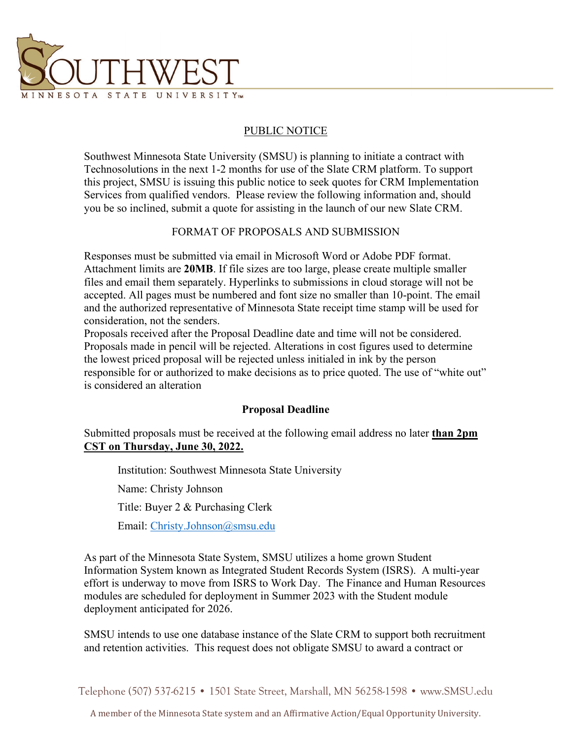# SOUTHWEST MINNESOTA STATE UNIVERSITY

## PUBLIC NOTICE

Southwest Minnesota State University (SMSU) is planning to initiate a contract with Technosolutions in the next 1-2 months for use of the Slate CRM platform. To support this project, SMSU is issuing this public notice to seek quotes for CRM Implementation Services from qualified vendors. Please review the following information and, should you be so inclined, submit a quote for assisting in the launch of our new Slate CRM.

## FORMAT OF PROPOSALS AND SUBMISSION

Responses must be submitted via email in Microsoft Word or Adobe PDF format. Attachment limits are **20MB**. If file sizes are too large, please create multiple smaller files and email them separately. Hyperlinks to submissions in cloud storage will not be accepted. All pages must be numbered and font size no smaller than 10-point. The email and the authorized representative of Minnesota State receipt time stamp will be used for consideration, not the senders.

Proposals received after the Proposal Deadline date and time will not be considered. Proposals made in pencil will be rejected. Alterations in cost figures used to determine the lowest priced proposal will be rejected unless initialed in ink by the person responsible for or authorized to make decisions as to price quoted. The use of "white out" is considered an alteration

## Proposal Deadline

Submitted proposals must be received at the following email address no later **than 2pm CST on Thursday, June 30, 2022.**

Institution: Southwest Minnesota State University

Name: Christy Johnson

Title: Buyer 2 & Purchasing Clerk

Email: Christy.Johnson@smsu.edu

As part of the Minnesota State System, SMSU utilizes a home grown Student Information System known as Integrated Student Records System (ISRS). A multi-year effort is underway to move from ISRS to Work Day. The Finance and Human Resources modules are scheduled for deployment in Summer 2023 with the Student module deployment anticipated for 2026.

SMSU intends to use one database instance of the Slate CRM to support both recruitment and retention activities. This request does not obligate SMSU to award a contract or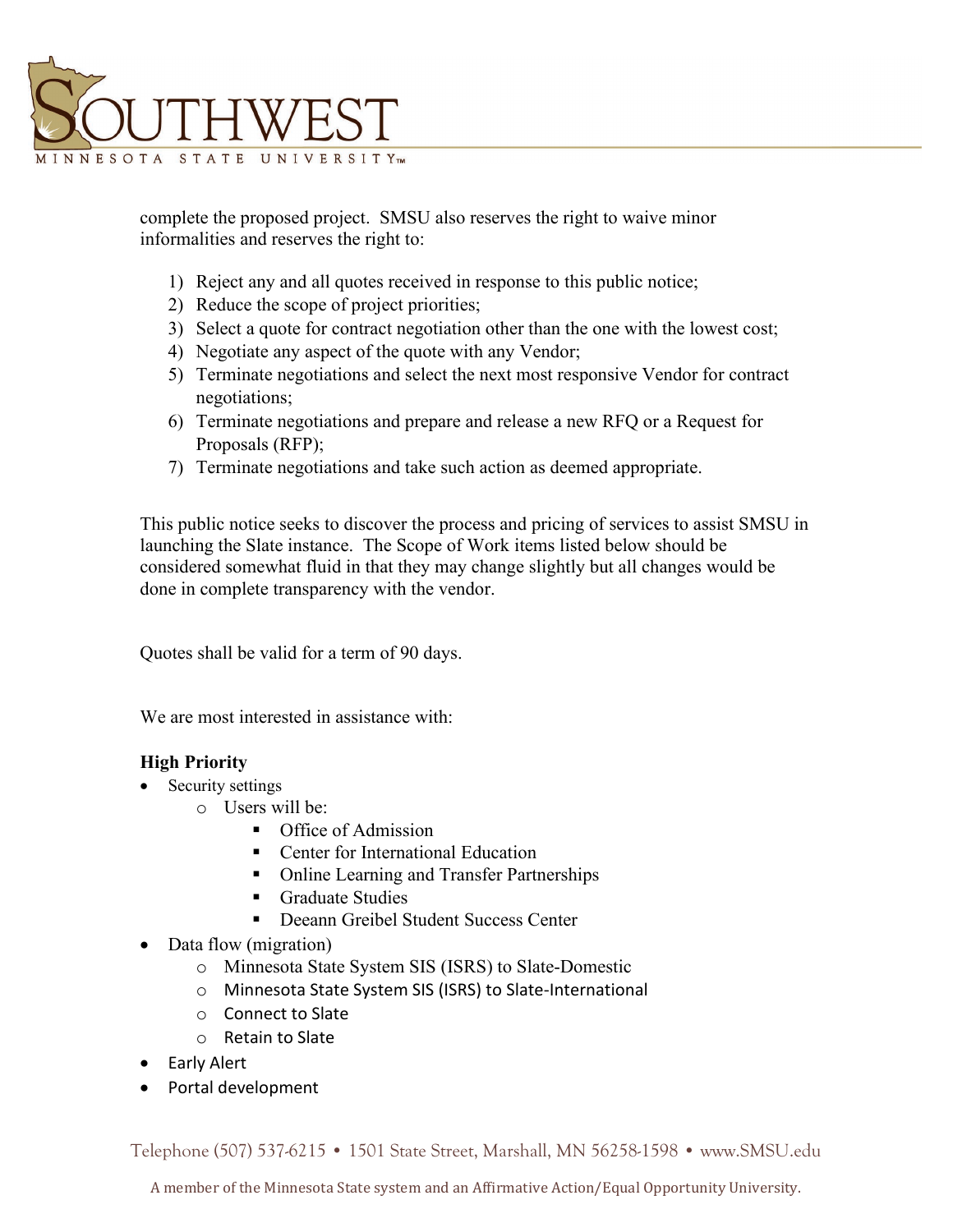complete the proposed project. SMSU also reserves the right to waive minor informalities and reserves the right to:

1) Reject any and all quotes received in response to this public notice;
2) Reduce the scope of project priorities;
3) Select a quote for contract negotiation other than the one with the lowest cost;
4) Negotiate any aspect of the quote with any Vendor;
5) Terminate negotiations and select the next most responsive Vendor for contract negotiations;
6) Terminate negotiations and prepare and release a new RFQ or a Request for Proposals (RFP);
7) Terminate negotiations and take such action as deemed appropriate.

This public notice seeks to discover the process and pricing of services to assist SMSU in launching the Slate instance. The Scope of Work items listed below should be considered somewhat fluid in that they may change slightly but all changes would be done in complete transparency with the vendor.

Quotes shall be valid for a term of 90 days.

We are most interested in assistance with:

**High Priority**

- Security settings
  - Users will be:
    - Office of Admission
    - Center for International Education
    - Online Learning and Transfer Partnerships
    - Graduate Studies
    - Deeann Greibel Student Success Center
- Data flow (migration)
  - Minnesota State System SIS (ISRS) to Slate-Domestic
  - Minnesota State System SIS (ISRS) to Slate-International
  - Connect to Slate
  - Retain to Slate
- Early Alert
- Portal development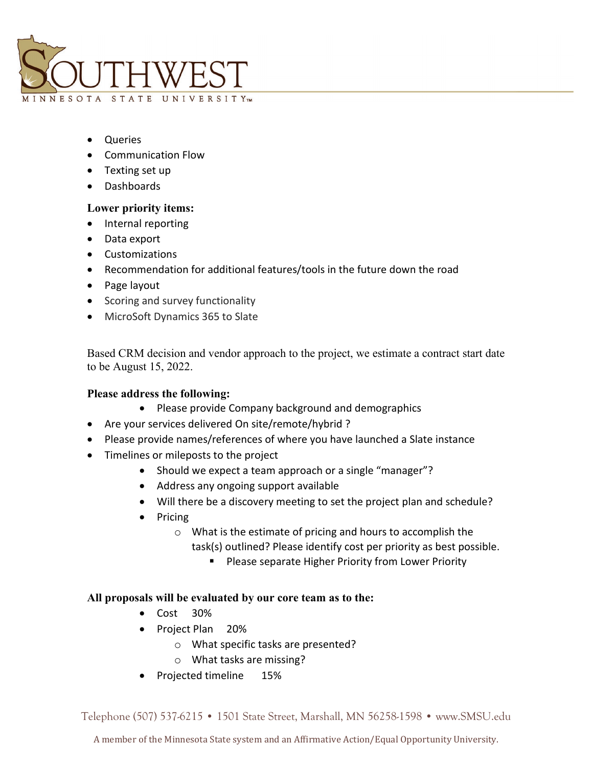- Queries
- Communication Flow
- Texting set up
- Dashboards

**Lower priority items:**

- Internal reporting
- Data export
- Customizations
- Recommendation for additional features/tools in the future down the road
- Page layout
- Scoring and survey functionality
- MicroSoft Dynamics 365 to Slate

Based CRM decision and vendor approach to the project, we estimate a contract start date to be August 15, 2022.

**Please address the following:**

- Please provide Company background and demographics
- Are your services delivered On site/remote/hybrid ?
- Please provide names/references of where you have launched a Slate instance
- Timelines or mileposts to the project
    - Should we expect a team approach or a single "manager"?
    - Address any ongoing support available
    - Will there be a discovery meeting to set the project plan and schedule?
    - Pricing
        - What is the estimate of pricing and hours to accomplish the task(s) outlined? Please identify cost per priority as best possible.
            - Please separate Higher Priority from Lower Priority

**All proposals will be evaluated by our core team as to the:**

- Cost 30%
- Project Plan 20%
    - What specific tasks are presented?
    - What tasks are missing?
- Projected timeline 15%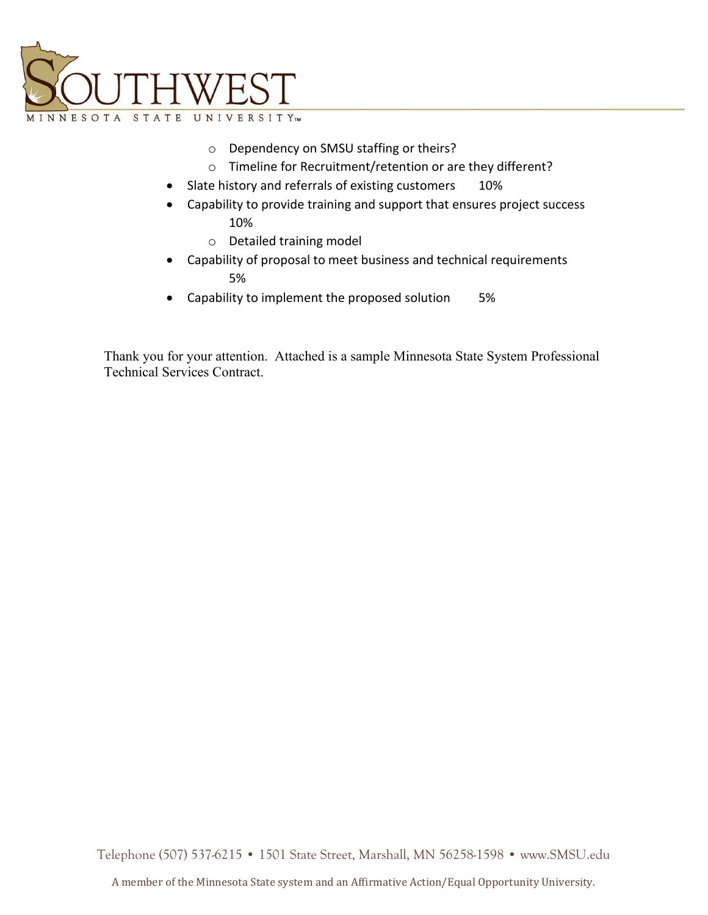- Dependency on SMSU staffing or theirs?
  - Timeline for Recruitment/retention or are they different?
- Slate history and referrals of existing customers 10%
- Capability to provide training and support that ensures project success 10%
  - Detailed training model
- Capability of proposal to meet business and technical requirements 5%
- Capability to implement the proposed solution 5%

Thank you for your attention. Attached is a sample Minnesota State System Professional Technical Services Contract.